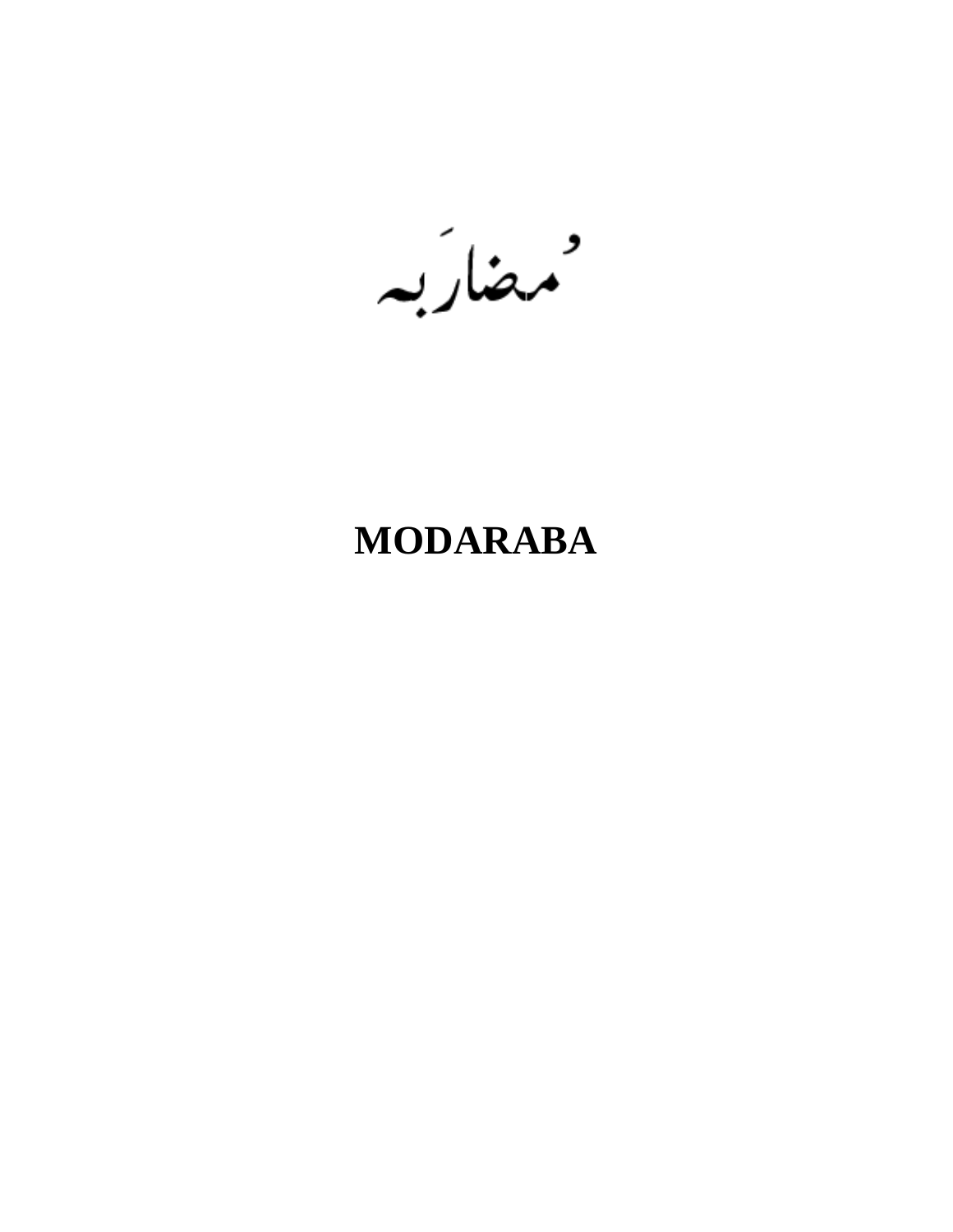مُضارَبہ

# MODARABA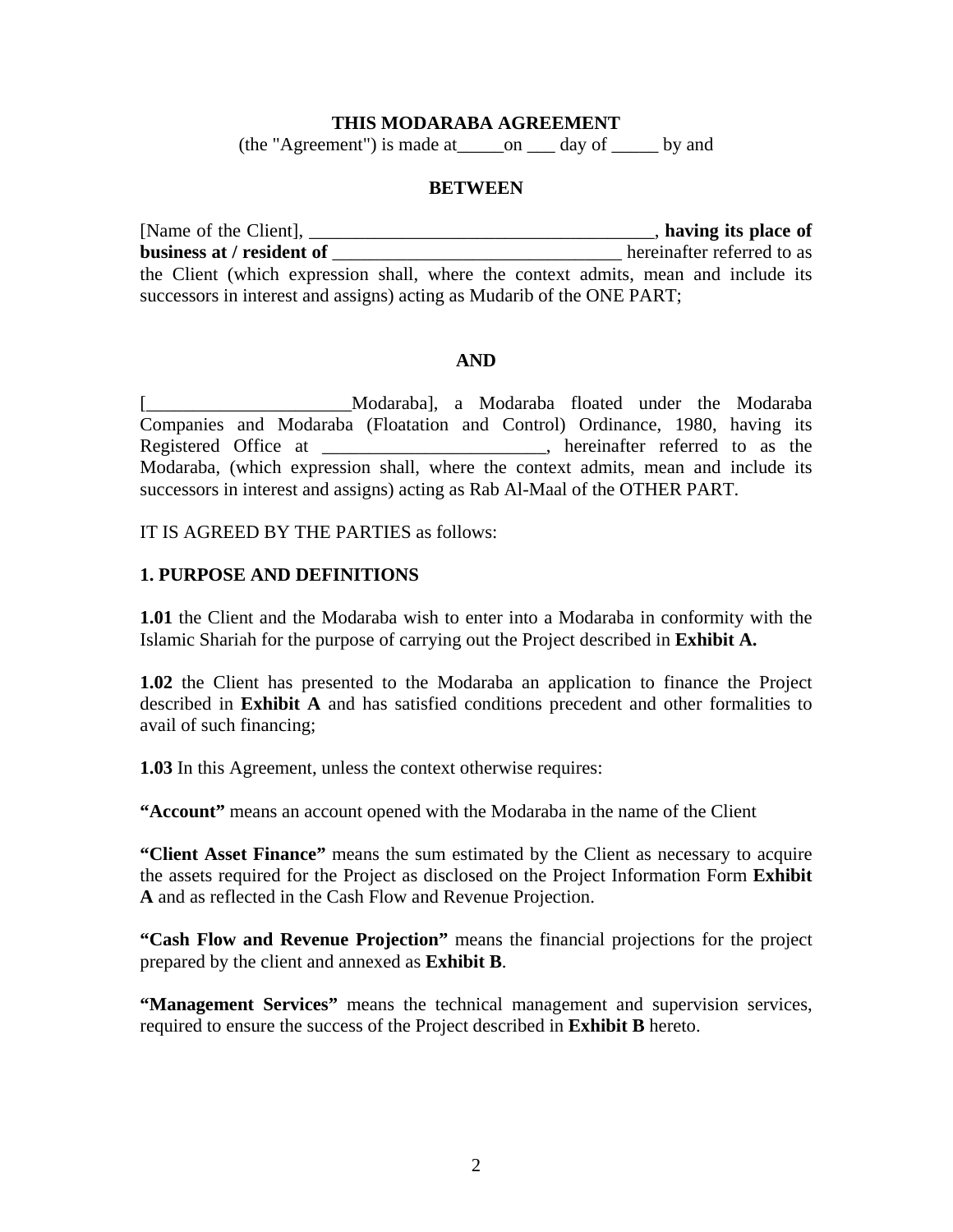**THIS MODARABA AGREEMENT**

(the "Agreement") is made at_____on ___ day of _____ by and

**BETWEEN**

[Name of the Client], _____________________________________, **having its place of business at / resident of** ________________________________ hereinafter referred to as the Client (which expression shall, where the context admits, mean and include its successors in interest and assigns) acting as Mudarib of the ONE PART;

**AND**

[______________________Modaraba], a Modaraba floated under the Modaraba Companies and Modaraba (Floatation and Control) Ordinance, 1980, having its Registered Office at ________________________, hereinafter referred to as the Modaraba, (which expression shall, where the context admits, mean and include its successors in interest and assigns) acting as Rab Al-Maal of the OTHER PART.

IT IS AGREED BY THE PARTIES as follows:

**1. PURPOSE AND DEFINITIONS**

**1.01** the Client and the Modaraba wish to enter into a Modaraba in conformity with the Islamic Shariah for the purpose of carrying out the Project described in **Exhibit A.**

**1.02** the Client has presented to the Modaraba an application to finance the Project described in **Exhibit A** and has satisfied conditions precedent and other formalities to avail of such financing;

**1.03** In this Agreement, unless the context otherwise requires:

**"Account"** means an account opened with the Modaraba in the name of the Client

**"Client Asset Finance"** means the sum estimated by the Client as necessary to acquire the assets required for the Project as disclosed on the Project Information Form **Exhibit A** and as reflected in the Cash Flow and Revenue Projection.

**"Cash Flow and Revenue Projection"** means the financial projections for the project prepared by the client and annexed as **Exhibit B**.

**"Management Services"** means the technical management and supervision services, required to ensure the success of the Project described in **Exhibit B** hereto.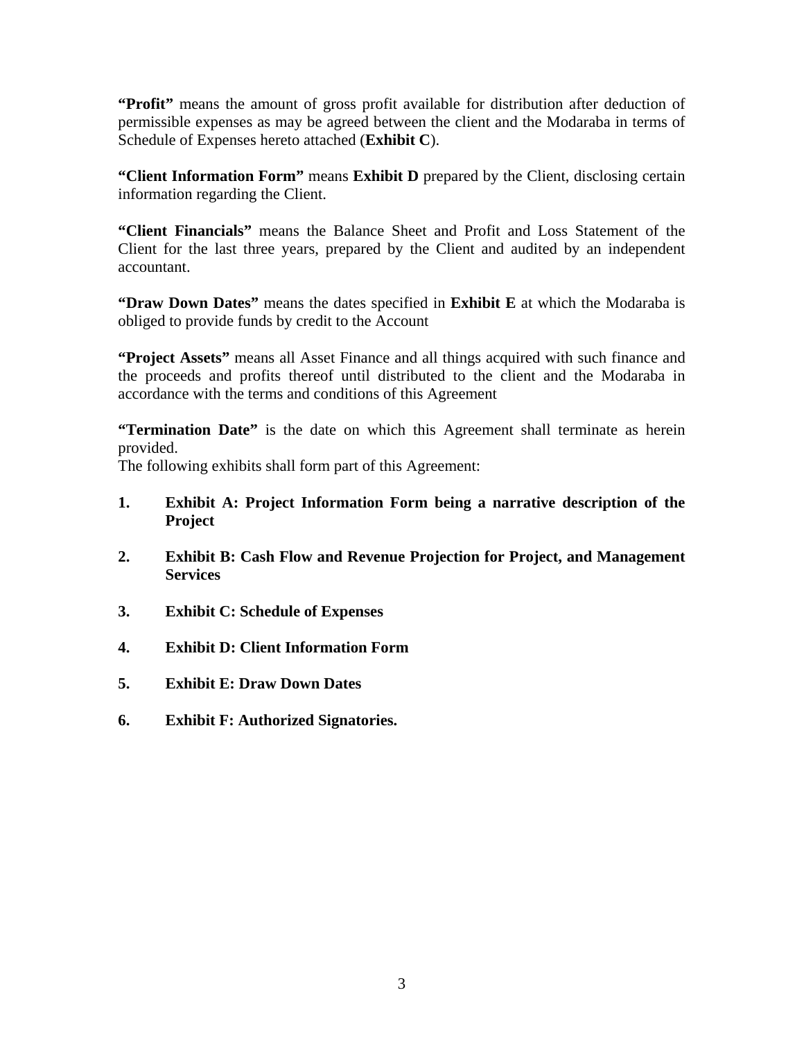**"Profit"** means the amount of gross profit available for distribution after deduction of permissible expenses as may be agreed between the client and the Modaraba in terms of Schedule of Expenses hereto attached (**Exhibit C**).

**"Client Information Form"** means **Exhibit D** prepared by the Client, disclosing certain information regarding the Client.

**"Client Financials"** means the Balance Sheet and Profit and Loss Statement of the Client for the last three years, prepared by the Client and audited by an independent accountant.

**"Draw Down Dates"** means the dates specified in **Exhibit E** at which the Modaraba is obliged to provide funds by credit to the Account

**"Project Assets"** means all Asset Finance and all things acquired with such finance and the proceeds and profits thereof until distributed to the client and the Modaraba in accordance with the terms and conditions of this Agreement

**"Termination Date"** is the date on which this Agreement shall terminate as herein provided.

The following exhibits shall form part of this Agreement:

1. **Exhibit A: Project Information Form being a narrative description of the Project**

2. **Exhibit B: Cash Flow and Revenue Projection for Project, and Management Services**

3. **Exhibit C: Schedule of Expenses**

4. **Exhibit D: Client Information Form**

5. **Exhibit E: Draw Down Dates**

6. **Exhibit F: Authorized Signatories.**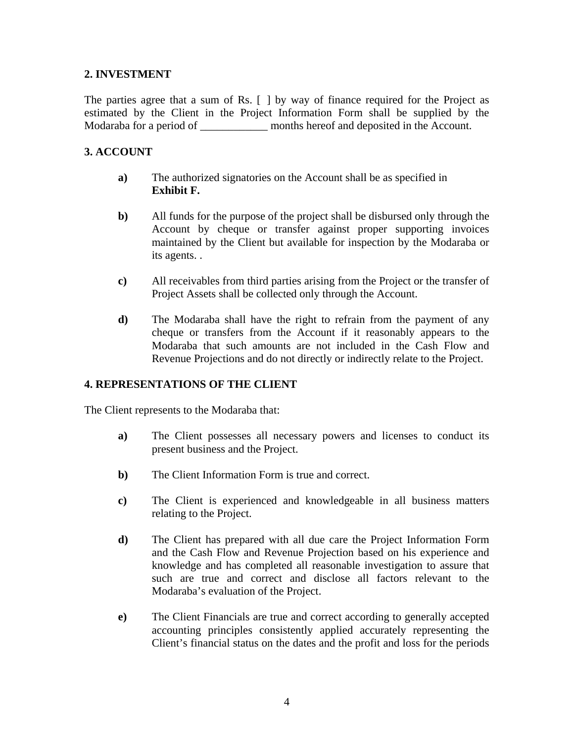## 2. INVESTMENT

The parties agree that a sum of Rs. [ ] by way of finance required for the Project as estimated by the Client in the Project Information Form shall be supplied by the Modaraba for a period of ____________ months hereof and deposited in the Account.

## 3. ACCOUNT

**a)** The authorized signatories on the Account shall be as specified in **Exhibit F.**

**b)** All funds for the purpose of the project shall be disbursed only through the Account by cheque or transfer against proper supporting invoices maintained by the Client but available for inspection by the Modaraba or its agents. .

**c)** All receivables from third parties arising from the Project or the transfer of Project Assets shall be collected only through the Account.

**d)** The Modaraba shall have the right to refrain from the payment of any cheque or transfers from the Account if it reasonably appears to the Modaraba that such amounts are not included in the Cash Flow and Revenue Projections and do not directly or indirectly relate to the Project.

## 4. REPRESENTATIONS OF THE CLIENT

The Client represents to the Modaraba that:

**a)** The Client possesses all necessary powers and licenses to conduct its present business and the Project.

**b)** The Client Information Form is true and correct.

**c)** The Client is experienced and knowledgeable in all business matters relating to the Project.

**d)** The Client has prepared with all due care the Project Information Form and the Cash Flow and Revenue Projection based on his experience and knowledge and has completed all reasonable investigation to assure that such are true and correct and disclose all factors relevant to the Modaraba's evaluation of the Project.

**e)** The Client Financials are true and correct according to generally accepted accounting principles consistently applied accurately representing the Client's financial status on the dates and the profit and loss for the periods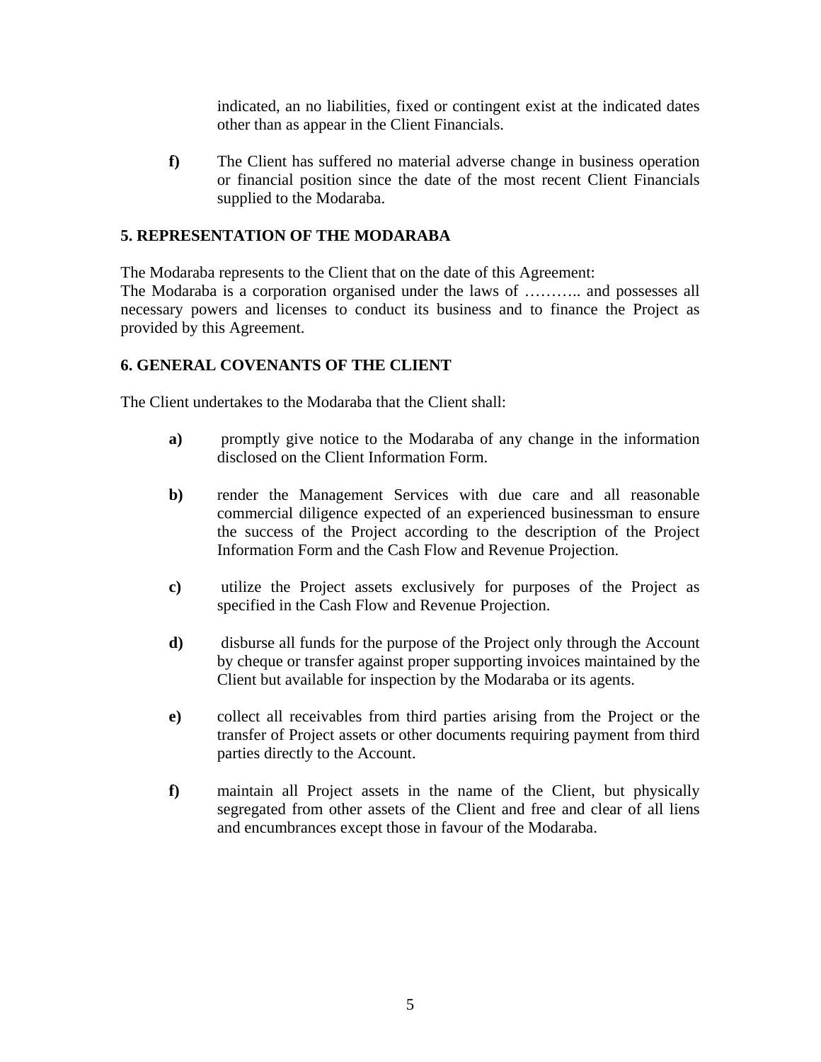indicated, an no liabilities, fixed or contingent exist at the indicated dates other than as appear in the Client Financials.

**f)** The Client has suffered no material adverse change in business operation or financial position since the date of the most recent Client Financials supplied to the Modaraba.

## 5. REPRESENTATION OF THE MODARABA

The Modaraba represents to the Client that on the date of this Agreement:
The Modaraba is a corporation organised under the laws of ……….. and possesses all necessary powers and licenses to conduct its business and to finance the Project as provided by this Agreement.

## 6. GENERAL COVENANTS OF THE CLIENT

The Client undertakes to the Modaraba that the Client shall:

**a)** promptly give notice to the Modaraba of any change in the information disclosed on the Client Information Form.

**b)** render the Management Services with due care and all reasonable commercial diligence expected of an experienced businessman to ensure the success of the Project according to the description of the Project Information Form and the Cash Flow and Revenue Projection.

**c)** utilize the Project assets exclusively for purposes of the Project as specified in the Cash Flow and Revenue Projection.

**d)** disburse all funds for the purpose of the Project only through the Account by cheque or transfer against proper supporting invoices maintained by the Client but available for inspection by the Modaraba or its agents.

**e)** collect all receivables from third parties arising from the Project or the transfer of Project assets or other documents requiring payment from third parties directly to the Account.

**f)** maintain all Project assets in the name of the Client, but physically segregated from other assets of the Client and free and clear of all liens and encumbrances except those in favour of the Modaraba.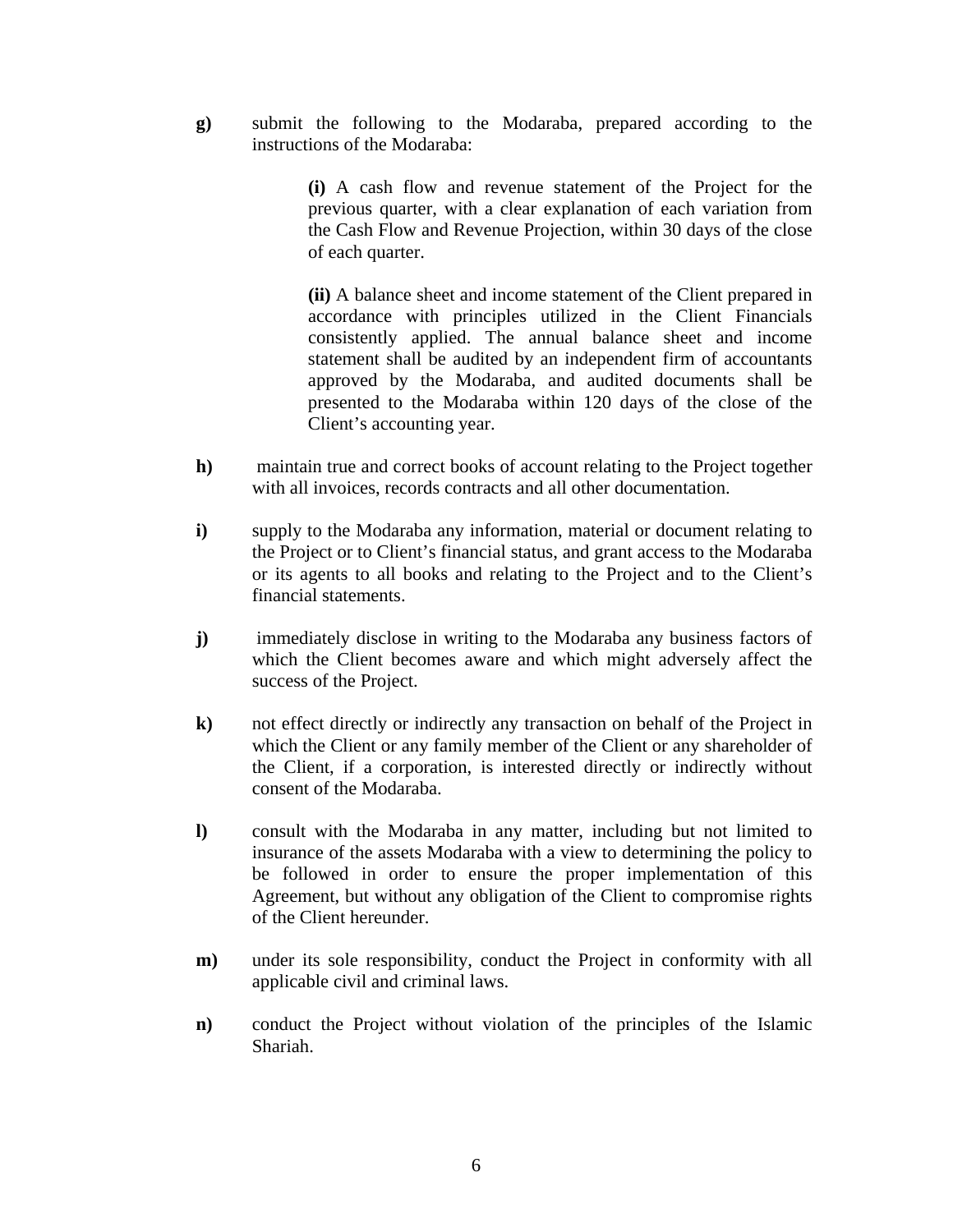**g)** submit the following to the Modaraba, prepared according to the instructions of the Modaraba:

> **(i)** A cash flow and revenue statement of the Project for the previous quarter, with a clear explanation of each variation from the Cash Flow and Revenue Projection, within 30 days of the close of each quarter.
>
> **(ii)** A balance sheet and income statement of the Client prepared in accordance with principles utilized in the Client Financials consistently applied. The annual balance sheet and income statement shall be audited by an independent firm of accountants approved by the Modaraba, and audited documents shall be presented to the Modaraba within 120 days of the close of the Client's accounting year.

**h)** maintain true and correct books of account relating to the Project together with all invoices, records contracts and all other documentation.

**i)** supply to the Modaraba any information, material or document relating to the Project or to Client's financial status, and grant access to the Modaraba or its agents to all books and relating to the Project and to the Client's financial statements.

**j)** immediately disclose in writing to the Modaraba any business factors of which the Client becomes aware and which might adversely affect the success of the Project.

**k)** not effect directly or indirectly any transaction on behalf of the Project in which the Client or any family member of the Client or any shareholder of the Client, if a corporation, is interested directly or indirectly without consent of the Modaraba.

**l)** consult with the Modaraba in any matter, including but not limited to insurance of the assets Modaraba with a view to determining the policy to be followed in order to ensure the proper implementation of this Agreement, but without any obligation of the Client to compromise rights of the Client hereunder.

**m)** under its sole responsibility, conduct the Project in conformity with all applicable civil and criminal laws.

**n)** conduct the Project without violation of the principles of the Islamic Shariah.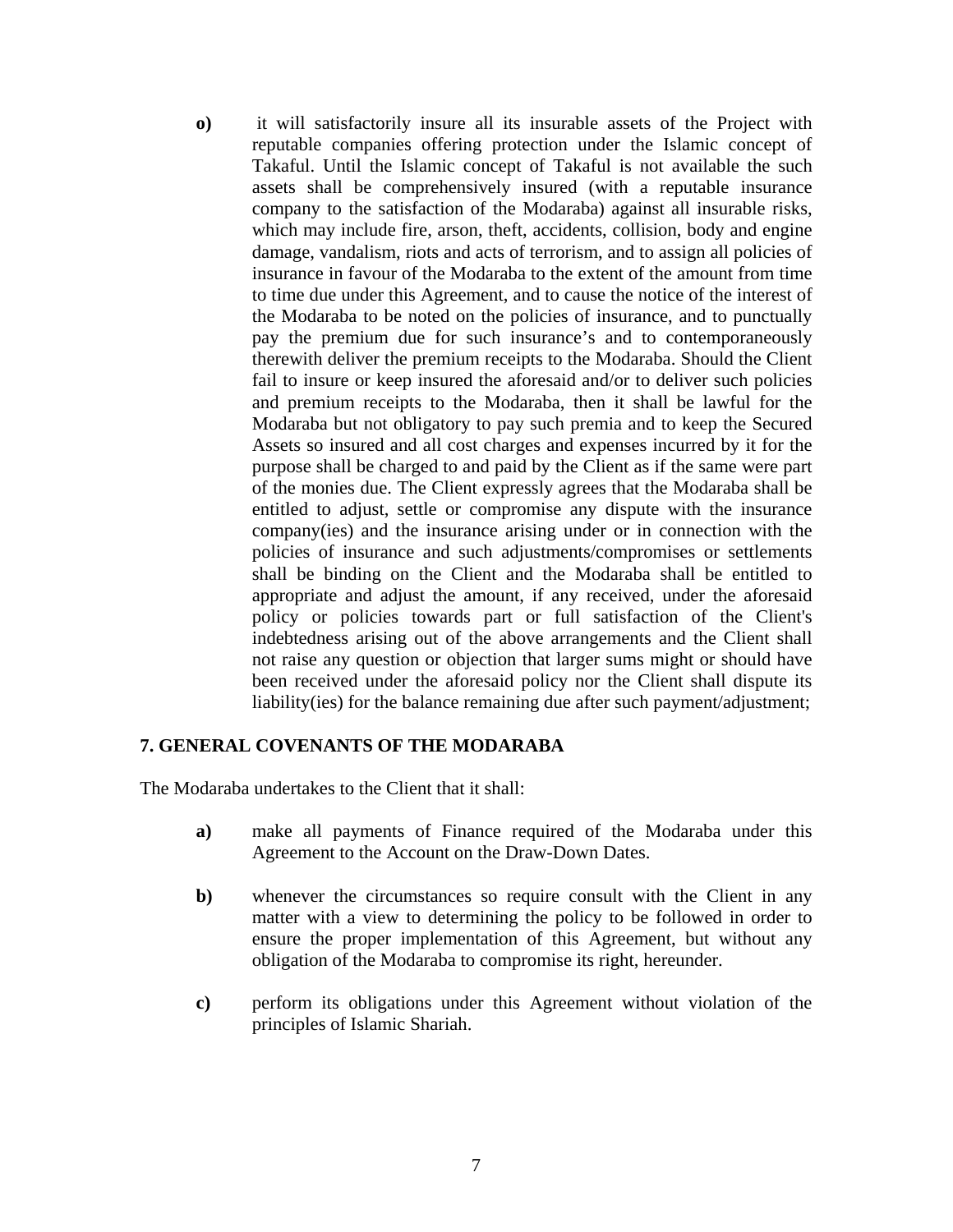**o)** it will satisfactorily insure all its insurable assets of the Project with reputable companies offering protection under the Islamic concept of Takaful. Until the Islamic concept of Takaful is not available the such assets shall be comprehensively insured (with a reputable insurance company to the satisfaction of the Modaraba) against all insurable risks, which may include fire, arson, theft, accidents, collision, body and engine damage, vandalism, riots and acts of terrorism, and to assign all policies of insurance in favour of the Modaraba to the extent of the amount from time to time due under this Agreement, and to cause the notice of the interest of the Modaraba to be noted on the policies of insurance, and to punctually pay the premium due for such insurance's and to contemporaneously therewith deliver the premium receipts to the Modaraba. Should the Client fail to insure or keep insured the aforesaid and/or to deliver such policies and premium receipts to the Modaraba, then it shall be lawful for the Modaraba but not obligatory to pay such premia and to keep the Secured Assets so insured and all cost charges and expenses incurred by it for the purpose shall be charged to and paid by the Client as if the same were part of the monies due. The Client expressly agrees that the Modaraba shall be entitled to adjust, settle or compromise any dispute with the insurance company(ies) and the insurance arising under or in connection with the policies of insurance and such adjustments/compromises or settlements shall be binding on the Client and the Modaraba shall be entitled to appropriate and adjust the amount, if any received, under the aforesaid policy or policies towards part or full satisfaction of the Client's indebtedness arising out of the above arrangements and the Client shall not raise any question or objection that larger sums might or should have been received under the aforesaid policy nor the Client shall dispute its liability(ies) for the balance remaining due after such payment/adjustment;

## 7. GENERAL COVENANTS OF THE MODARABA

The Modaraba undertakes to the Client that it shall:

**a)** make all payments of Finance required of the Modaraba under this Agreement to the Account on the Draw-Down Dates.

**b)** whenever the circumstances so require consult with the Client in any matter with a view to determining the policy to be followed in order to ensure the proper implementation of this Agreement, but without any obligation of the Modaraba to compromise its right, hereunder.

**c)** perform its obligations under this Agreement without violation of the principles of Islamic Shariah.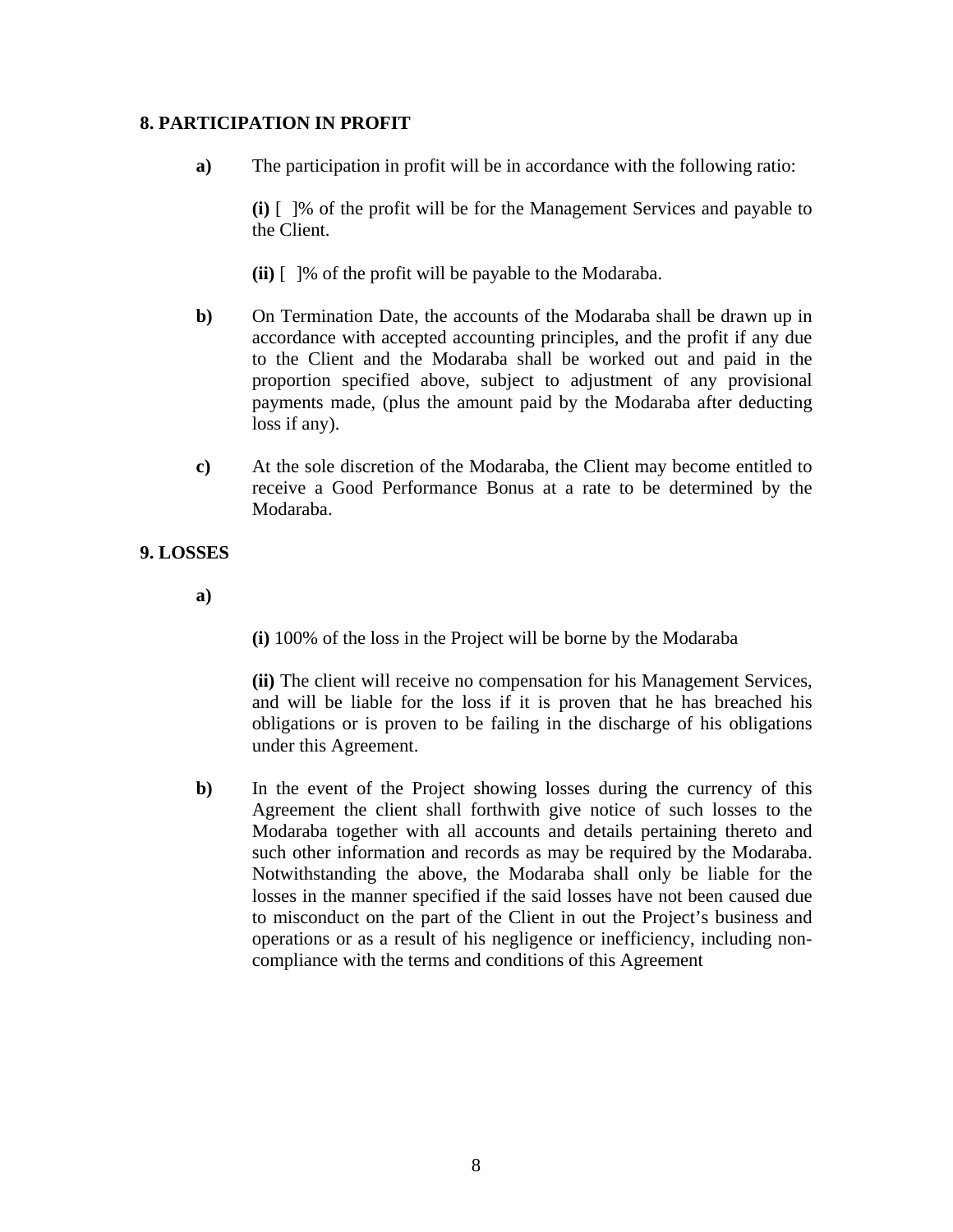## 8. PARTICIPATION IN PROFIT

**a)** The participation in profit will be in accordance with the following ratio:

**(i)** [ ]% of the profit will be for the Management Services and payable to the Client.

**(ii)** [ ]% of the profit will be payable to the Modaraba.

**b)** On Termination Date, the accounts of the Modaraba shall be drawn up in accordance with accepted accounting principles, and the profit if any due to the Client and the Modaraba shall be worked out and paid in the proportion specified above, subject to adjustment of any provisional payments made, (plus the amount paid by the Modaraba after deducting loss if any).

**c)** At the sole discretion of the Modaraba, the Client may become entitled to receive a Good Performance Bonus at a rate to be determined by the Modaraba.

## 9. LOSSES

**a)**

**(i)** 100% of the loss in the Project will be borne by the Modaraba

**(ii)** The client will receive no compensation for his Management Services, and will be liable for the loss if it is proven that he has breached his obligations or is proven to be failing in the discharge of his obligations under this Agreement.

**b)** In the event of the Project showing losses during the currency of this Agreement the client shall forthwith give notice of such losses to the Modaraba together with all accounts and details pertaining thereto and such other information and records as may be required by the Modaraba. Notwithstanding the above, the Modaraba shall only be liable for the losses in the manner specified if the said losses have not been caused due to misconduct on the part of the Client in out the Project's business and operations or as a result of his negligence or inefficiency, including non-compliance with the terms and conditions of this Agreement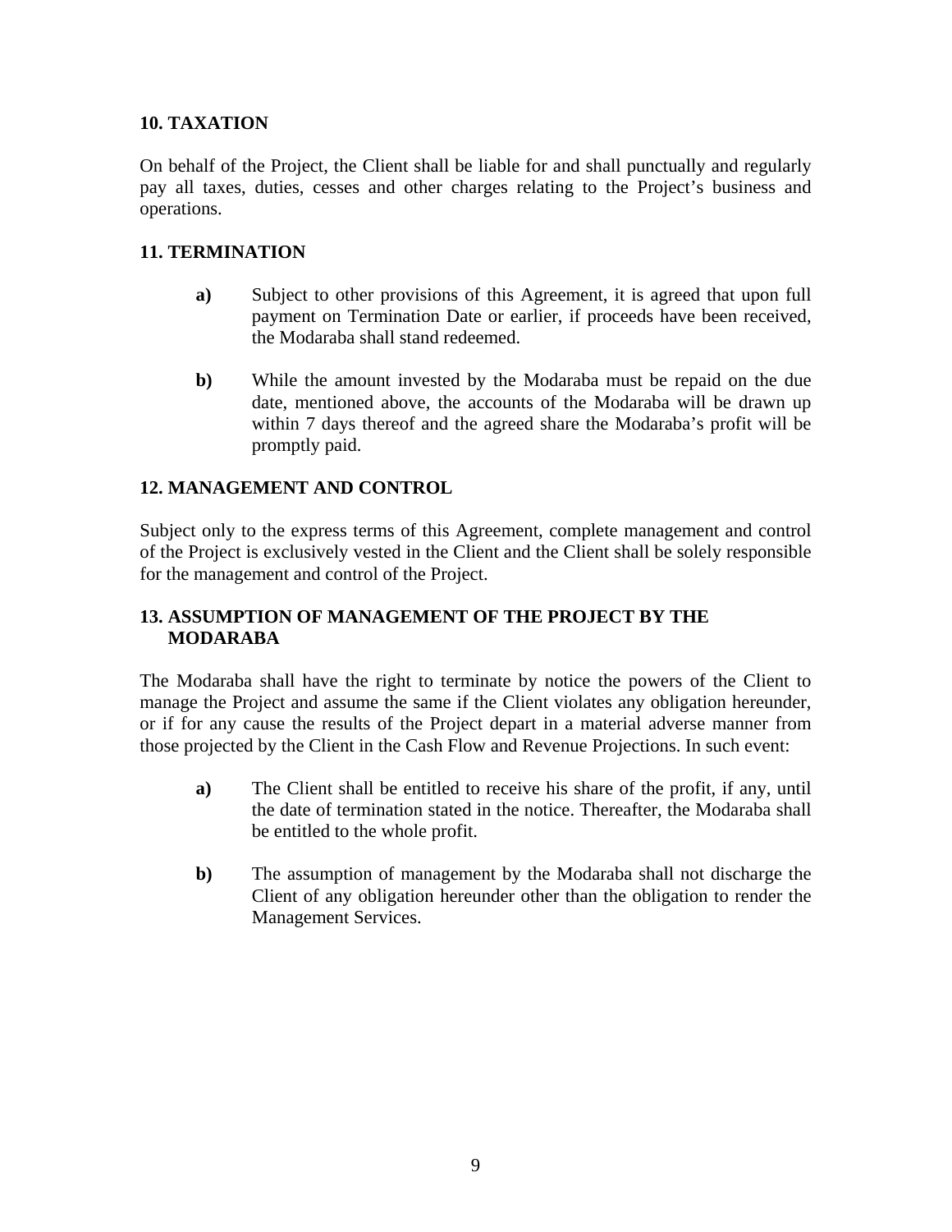## 10. TAXATION

On behalf of the Project, the Client shall be liable for and shall punctually and regularly pay all taxes, duties, cesses and other charges relating to the Project's business and operations.

## 11. TERMINATION

**a)** Subject to other provisions of this Agreement, it is agreed that upon full payment on Termination Date or earlier, if proceeds have been received, the Modaraba shall stand redeemed.

**b)** While the amount invested by the Modaraba must be repaid on the due date, mentioned above, the accounts of the Modaraba will be drawn up within 7 days thereof and the agreed share the Modaraba's profit will be promptly paid.

## 12. MANAGEMENT AND CONTROL

Subject only to the express terms of this Agreement, complete management and control of the Project is exclusively vested in the Client and the Client shall be solely responsible for the management and control of the Project.

## 13. ASSUMPTION OF MANAGEMENT OF THE PROJECT BY THE MODARABA

The Modaraba shall have the right to terminate by notice the powers of the Client to manage the Project and assume the same if the Client violates any obligation hereunder, or if for any cause the results of the Project depart in a material adverse manner from those projected by the Client in the Cash Flow and Revenue Projections. In such event:

**a)** The Client shall be entitled to receive his share of the profit, if any, until the date of termination stated in the notice. Thereafter, the Modaraba shall be entitled to the whole profit.

**b)** The assumption of management by the Modaraba shall not discharge the Client of any obligation hereunder other than the obligation to render the Management Services.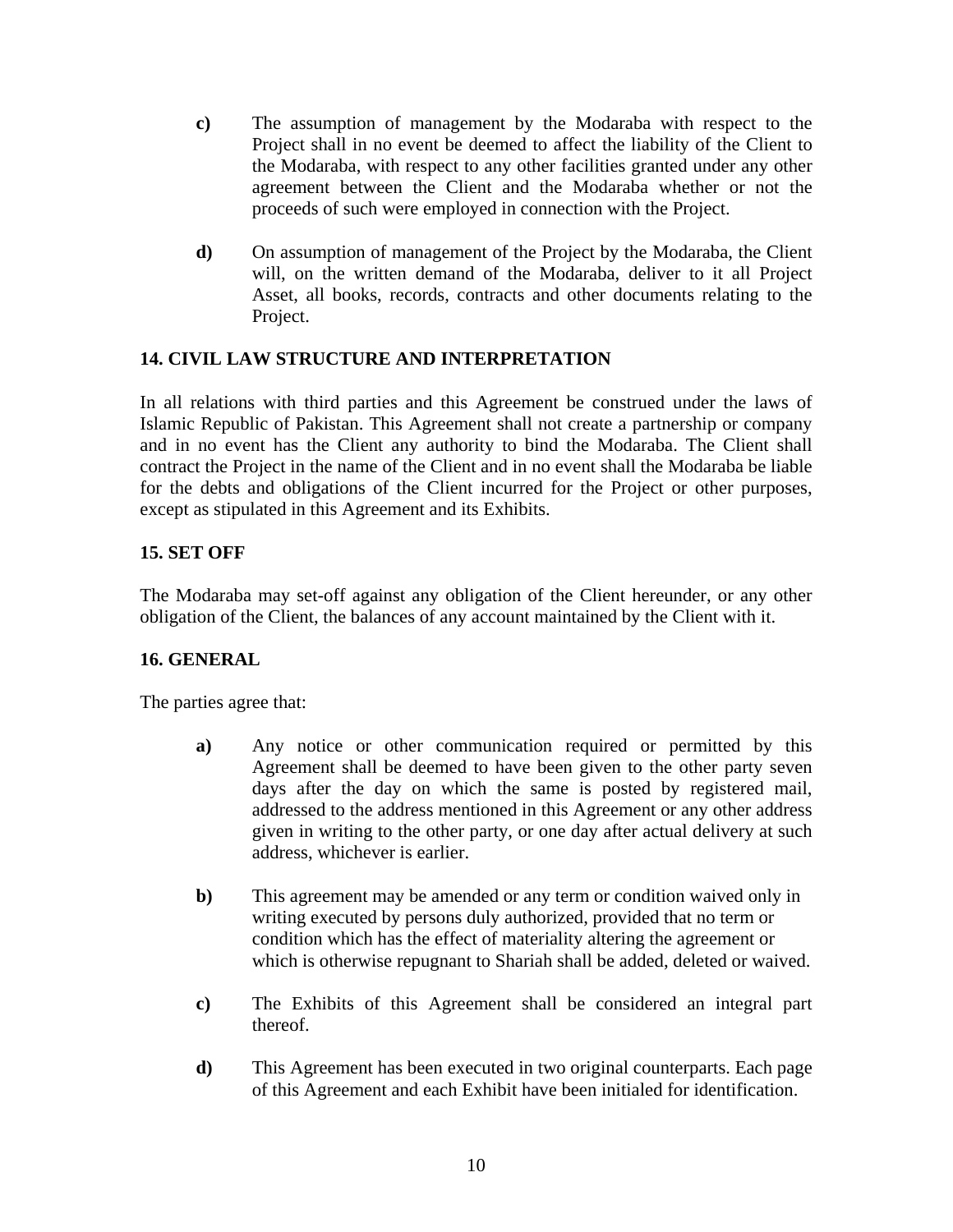c) The assumption of management by the Modaraba with respect to the Project shall in no event be deemed to affect the liability of the Client to the Modaraba, with respect to any other facilities granted under any other agreement between the Client and the Modaraba whether or not the proceeds of such were employed in connection with the Project.

d) On assumption of management of the Project by the Modaraba, the Client will, on the written demand of the Modaraba, deliver to it all Project Asset, all books, records, contracts and other documents relating to the Project.

### 14. CIVIL LAW STRUCTURE AND INTERPRETATION

In all relations with third parties and this Agreement be construed under the laws of Islamic Republic of Pakistan. This Agreement shall not create a partnership or company and in no event has the Client any authority to bind the Modaraba. The Client shall contract the Project in the name of the Client and in no event shall the Modaraba be liable for the debts and obligations of the Client incurred for the Project or other purposes, except as stipulated in this Agreement and its Exhibits.

### 15. SET OFF

The Modaraba may set-off against any obligation of the Client hereunder, or any other obligation of the Client, the balances of any account maintained by the Client with it.

### 16. GENERAL

The parties agree that:

a) Any notice or other communication required or permitted by this Agreement shall be deemed to have been given to the other party seven days after the day on which the same is posted by registered mail, addressed to the address mentioned in this Agreement or any other address given in writing to the other party, or one day after actual delivery at such address, whichever is earlier.

b) This agreement may be amended or any term or condition waived only in writing executed by persons duly authorized, provided that no term or condition which has the effect of materiality altering the agreement or which is otherwise repugnant to Shariah shall be added, deleted or waived.

c) The Exhibits of this Agreement shall be considered an integral part thereof.

d) This Agreement has been executed in two original counterparts. Each page of this Agreement and each Exhibit have been initialed for identification.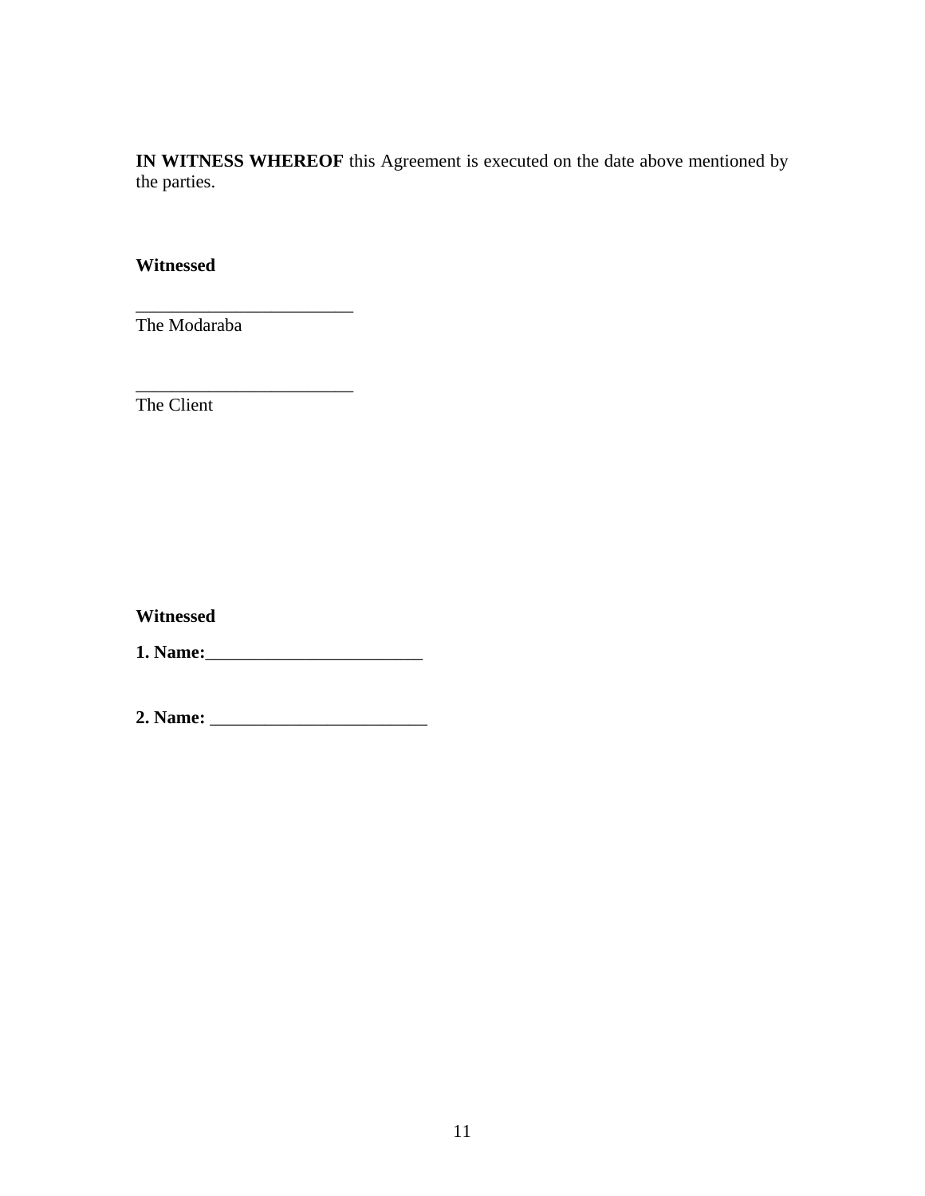**IN WITNESS WHEREOF** this Agreement is executed on the date above mentioned by the parties.

**Witnessed**

________________________
The Modaraba

________________________
The Client

**Witnessed**

**1. Name:**________________________

**2. Name:** ________________________